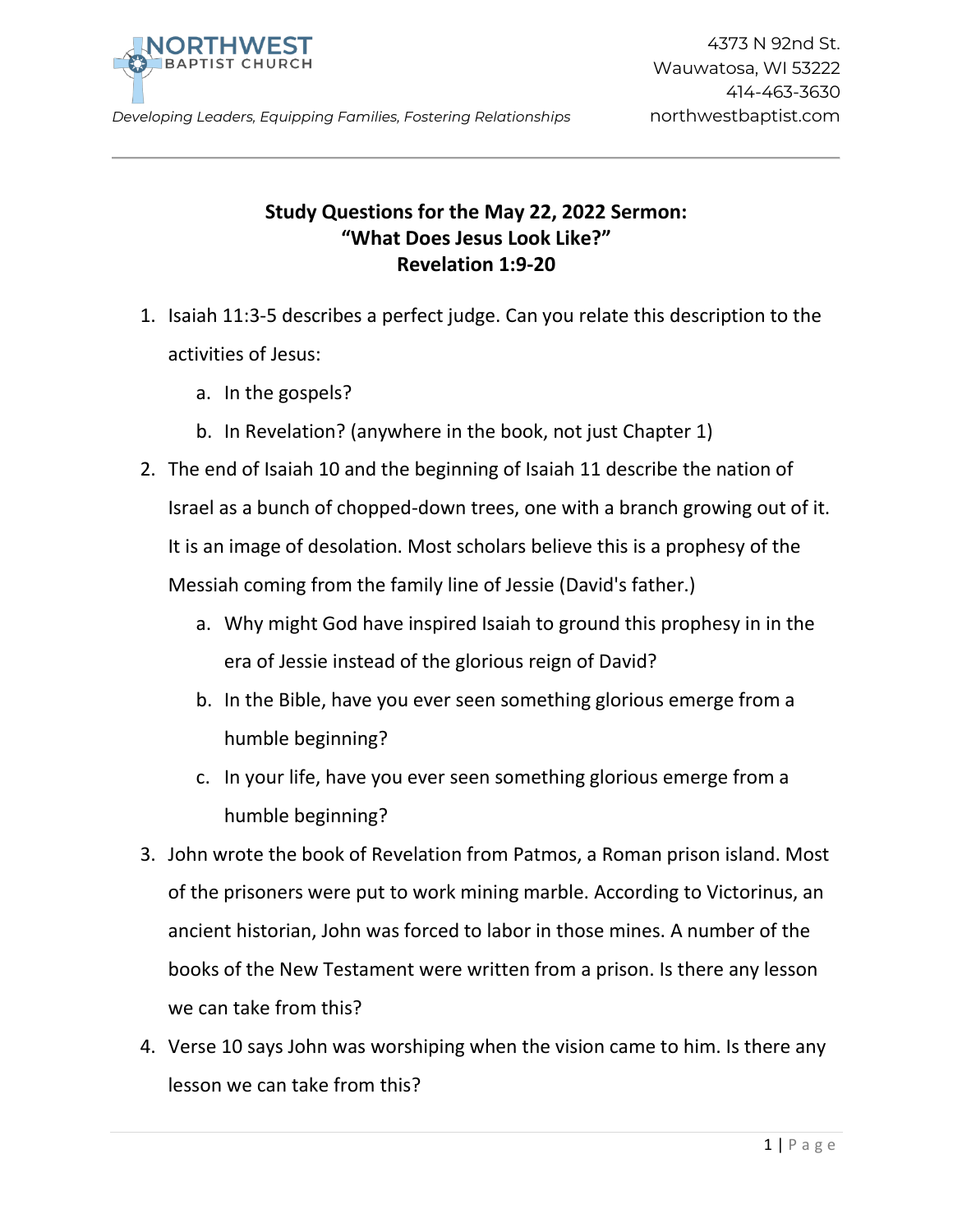NORTHWEST
BAPTIST CHURCH

*Developing Leaders, Equipping Families, Fostering Relationships*

4373 N 92nd St.
Wauwatosa, WI 53222
414-463-3630
northwestbaptist.com

---

**Study Questions for the May 22, 2022 Sermon:**
**"What Does Jesus Look Like?"**
**Revelation 1:9-20**

1. Isaiah 11:3-5 describes a perfect judge. Can you relate this description to the activities of Jesus:
   a. In the gospels?
   b. In Revelation? (anywhere in the book, not just Chapter 1)
2. The end of Isaiah 10 and the beginning of Isaiah 11 describe the nation of Israel as a bunch of chopped-down trees, one with a branch growing out of it. It is an image of desolation. Most scholars believe this is a prophesy of the Messiah coming from the family line of Jessie (David's father.)
   a. Why might God have inspired Isaiah to ground this prophesy in in the era of Jessie instead of the glorious reign of David?
   b. In the Bible, have you ever seen something glorious emerge from a humble beginning?
   c. In your life, have you ever seen something glorious emerge from a humble beginning?
3. John wrote the book of Revelation from Patmos, a Roman prison island. Most of the prisoners were put to work mining marble. According to Victorinus, an ancient historian, John was forced to labor in those mines. A number of the books of the New Testament were written from a prison. Is there any lesson we can take from this?
4. Verse 10 says John was worshiping when the vision came to him. Is there any lesson we can take from this?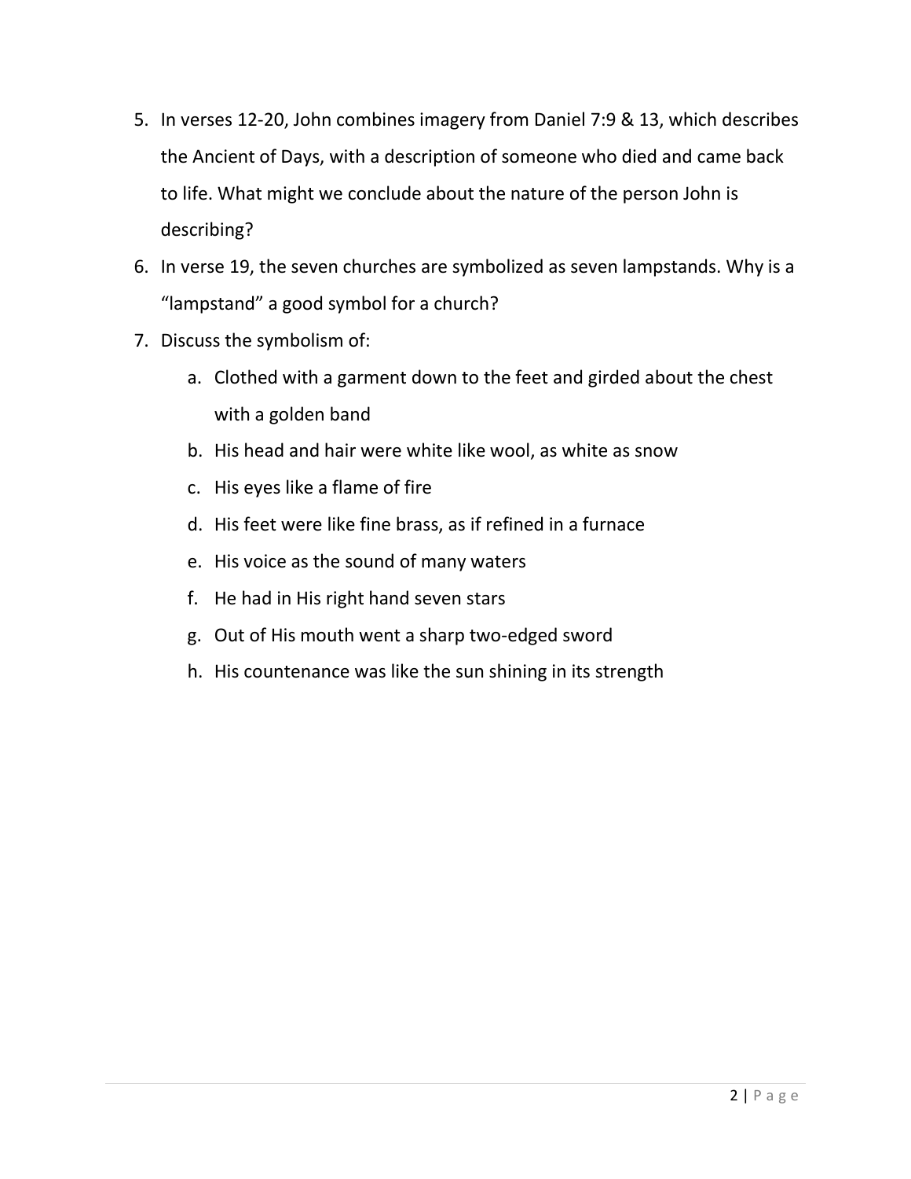5. In verses 12-20, John combines imagery from Daniel 7:9 & 13, which describes the Ancient of Days, with a description of someone who died and came back to life. What might we conclude about the nature of the person John is describing?
6. In verse 19, the seven churches are symbolized as seven lampstands. Why is a "lampstand" a good symbol for a church?
7. Discuss the symbolism of:
   a. Clothed with a garment down to the feet and girded about the chest with a golden band
   b. His head and hair were white like wool, as white as snow
   c. His eyes like a flame of fire
   d. His feet were like fine brass, as if refined in a furnace
   e. His voice as the sound of many waters
   f. He had in His right hand seven stars
   g. Out of His mouth went a sharp two-edged sword
   h. His countenance was like the sun shining in its strength